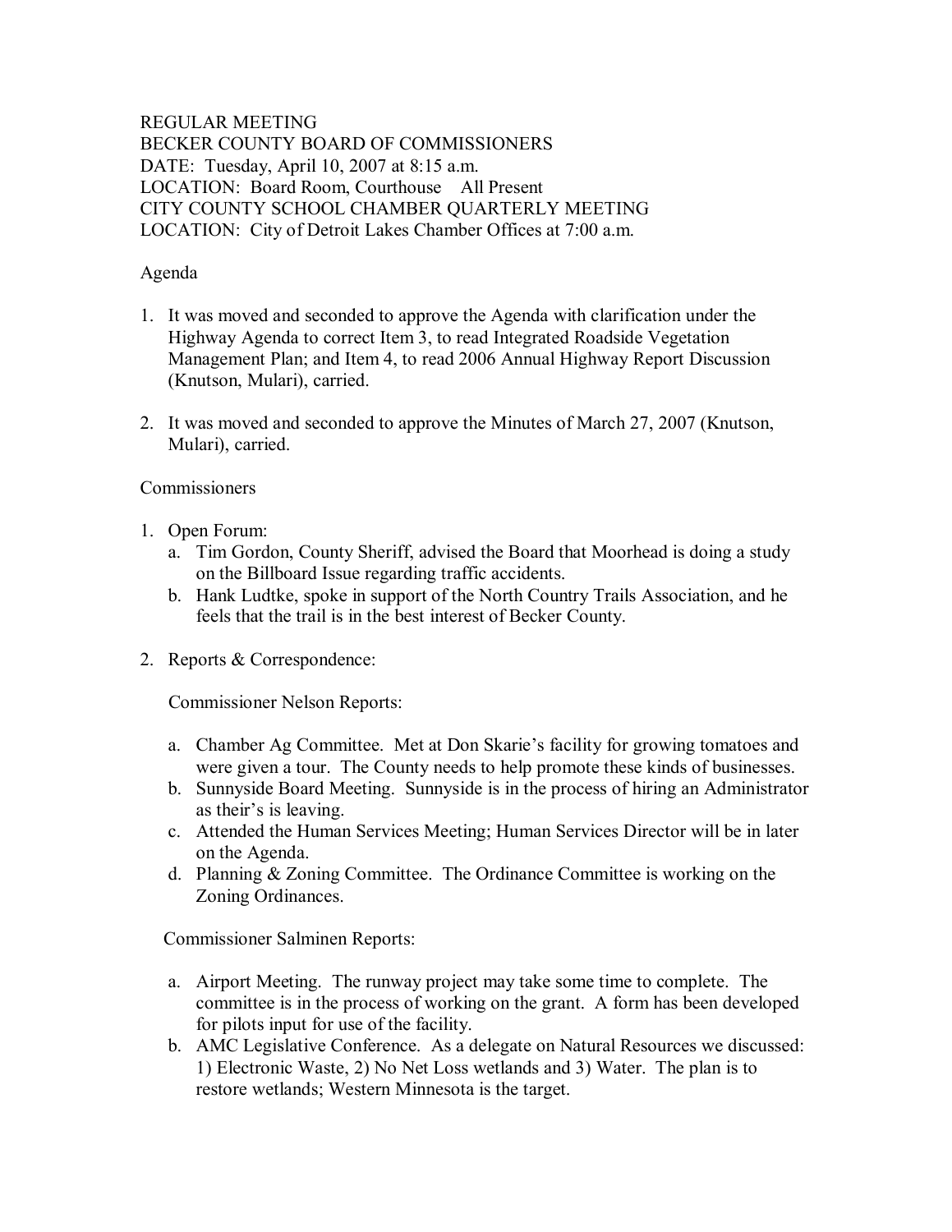REGULAR MEETING
BECKER COUNTY BOARD OF COMMISSIONERS
DATE: Tuesday, April 10, 2007 at 8:15 a.m.
LOCATION: Board Room, Courthouse All Present
CITY COUNTY SCHOOL CHAMBER QUARTERLY MEETING
LOCATION: City of Detroit Lakes Chamber Offices at 7:00 a.m.

Agenda

1. It was moved and seconded to approve the Agenda with clarification under the Highway Agenda to correct Item 3, to read Integrated Roadside Vegetation Management Plan; and Item 4, to read 2006 Annual Highway Report Discussion (Knutson, Mulari), carried.

2. It was moved and seconded to approve the Minutes of March 27, 2007 (Knutson, Mulari), carried.

Commissioners

1. Open Forum:
   a. Tim Gordon, County Sheriff, advised the Board that Moorhead is doing a study on the Billboard Issue regarding traffic accidents.
   b. Hank Ludtke, spoke in support of the North Country Trails Association, and he feels that the trail is in the best interest of Becker County.

2. Reports & Correspondence:

   Commissioner Nelson Reports:

   a. Chamber Ag Committee. Met at Don Skarie's facility for growing tomatoes and were given a tour. The County needs to help promote these kinds of businesses.
   b. Sunnyside Board Meeting. Sunnyside is in the process of hiring an Administrator as their's is leaving.
   c. Attended the Human Services Meeting; Human Services Director will be in later on the Agenda.
   d. Planning & Zoning Committee. The Ordinance Committee is working on the Zoning Ordinances.

   Commissioner Salminen Reports:

   a. Airport Meeting. The runway project may take some time to complete. The committee is in the process of working on the grant. A form has been developed for pilots input for use of the facility.
   b. AMC Legislative Conference. As a delegate on Natural Resources we discussed: 1) Electronic Waste, 2) No Net Loss wetlands and 3) Water. The plan is to restore wetlands; Western Minnesota is the target.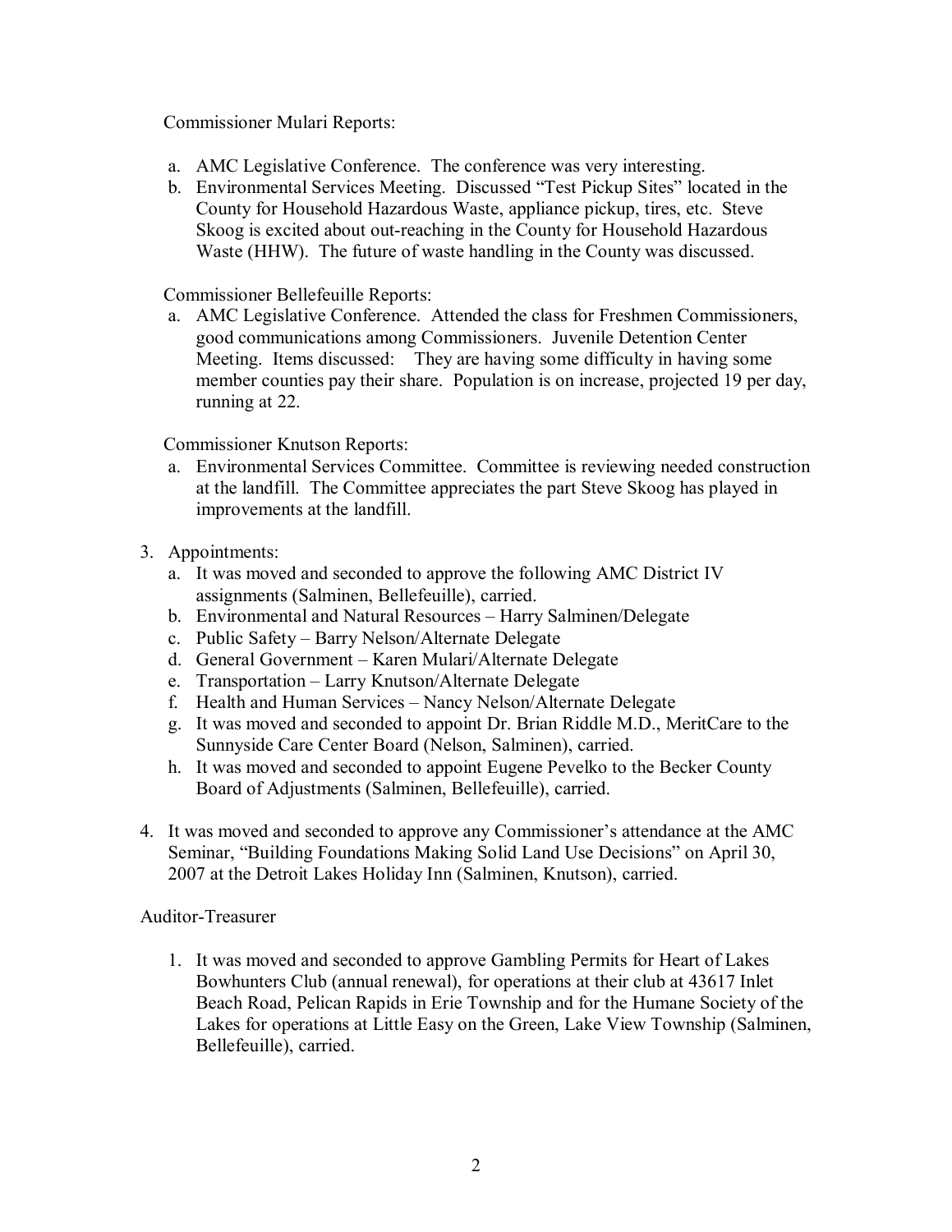Commissioner Mulari Reports:

a. AMC Legislative Conference. The conference was very interesting.
b. Environmental Services Meeting. Discussed "Test Pickup Sites" located in the County for Household Hazardous Waste, appliance pickup, tires, etc. Steve Skoog is excited about out-reaching in the County for Household Hazardous Waste (HHW). The future of waste handling in the County was discussed.

Commissioner Bellefeuille Reports:

a. AMC Legislative Conference. Attended the class for Freshmen Commissioners, good communications among Commissioners. Juvenile Detention Center Meeting. Items discussed: They are having some difficulty in having some member counties pay their share. Population is on increase, projected 19 per day, running at 22.

Commissioner Knutson Reports:

a. Environmental Services Committee. Committee is reviewing needed construction at the landfill. The Committee appreciates the part Steve Skoog has played in improvements at the landfill.

3. Appointments:
   a. It was moved and seconded to approve the following AMC District IV assignments (Salminen, Bellefeuille), carried.
   b. Environmental and Natural Resources – Harry Salminen/Delegate
   c. Public Safety – Barry Nelson/Alternate Delegate
   d. General Government – Karen Mulari/Alternate Delegate
   e. Transportation – Larry Knutson/Alternate Delegate
   f. Health and Human Services – Nancy Nelson/Alternate Delegate
   g. It was moved and seconded to appoint Dr. Brian Riddle M.D., MeritCare to the Sunnyside Care Center Board (Nelson, Salminen), carried.
   h. It was moved and seconded to appoint Eugene Pevelko to the Becker County Board of Adjustments (Salminen, Bellefeuille), carried.

4. It was moved and seconded to approve any Commissioner's attendance at the AMC Seminar, "Building Foundations Making Solid Land Use Decisions" on April 30, 2007 at the Detroit Lakes Holiday Inn (Salminen, Knutson), carried.

Auditor-Treasurer

1. It was moved and seconded to approve Gambling Permits for Heart of Lakes Bowhunters Club (annual renewal), for operations at their club at 43617 Inlet Beach Road, Pelican Rapids in Erie Township and for the Humane Society of the Lakes for operations at Little Easy on the Green, Lake View Township (Salminen, Bellefeuille), carried.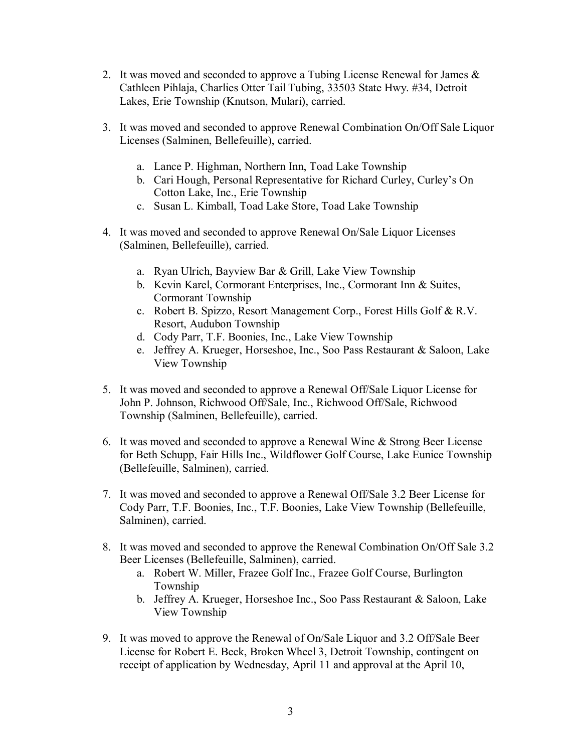2. It was moved and seconded to approve a Tubing License Renewal for James & Cathleen Pihlaja, Charlies Otter Tail Tubing, 33503 State Hwy. #34, Detroit Lakes, Erie Township (Knutson, Mulari), carried.

3. It was moved and seconded to approve Renewal Combination On/Off Sale Liquor Licenses (Salminen, Bellefeuille), carried.

   a. Lance P. Highman, Northern Inn, Toad Lake Township
   b. Cari Hough, Personal Representative for Richard Curley, Curley's On Cotton Lake, Inc., Erie Township
   c. Susan L. Kimball, Toad Lake Store, Toad Lake Township

4. It was moved and seconded to approve Renewal On/Sale Liquor Licenses (Salminen, Bellefeuille), carried.

   a. Ryan Ulrich, Bayview Bar & Grill, Lake View Township
   b. Kevin Karel, Cormorant Enterprises, Inc., Cormorant Inn & Suites, Cormorant Township
   c. Robert B. Spizzo, Resort Management Corp., Forest Hills Golf & R.V. Resort, Audubon Township
   d. Cody Parr, T.F. Boonies, Inc., Lake View Township
   e. Jeffrey A. Krueger, Horseshoe, Inc., Soo Pass Restaurant & Saloon, Lake View Township

5. It was moved and seconded to approve a Renewal Off/Sale Liquor License for John P. Johnson, Richwood Off/Sale, Inc., Richwood Off/Sale, Richwood Township (Salminen, Bellefeuille), carried.

6. It was moved and seconded to approve a Renewal Wine & Strong Beer License for Beth Schupp, Fair Hills Inc., Wildflower Golf Course, Lake Eunice Township (Bellefeuille, Salminen), carried.

7. It was moved and seconded to approve a Renewal Off/Sale 3.2 Beer License for Cody Parr, T.F. Boonies, Inc., T.F. Boonies, Lake View Township (Bellefeuille, Salminen), carried.

8. It was moved and seconded to approve the Renewal Combination On/Off Sale 3.2 Beer Licenses (Bellefeuille, Salminen), carried.
   a. Robert W. Miller, Frazee Golf Inc., Frazee Golf Course, Burlington Township
   b. Jeffrey A. Krueger, Horseshoe Inc., Soo Pass Restaurant & Saloon, Lake View Township

9. It was moved to approve the Renewal of On/Sale Liquor and 3.2 Off/Sale Beer License for Robert E. Beck, Broken Wheel 3, Detroit Township, contingent on receipt of application by Wednesday, April 11 and approval at the April 10,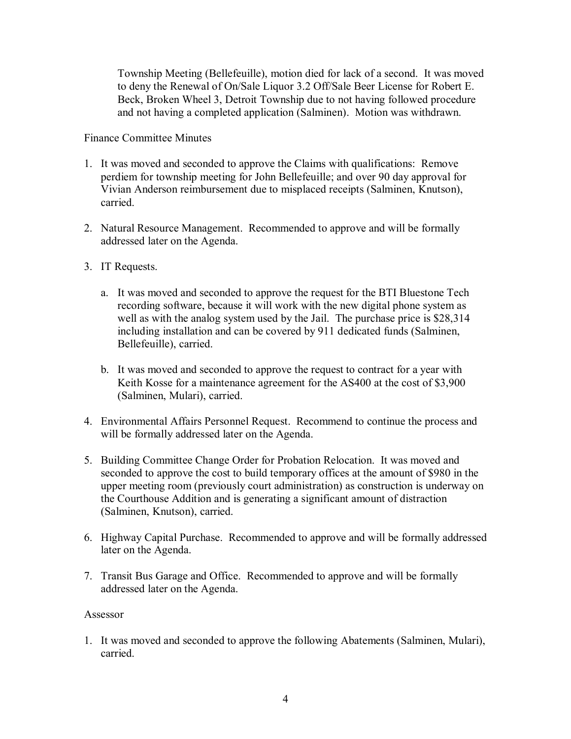Township Meeting (Bellefeuille), motion died for lack of a second. It was moved to deny the Renewal of On/Sale Liquor 3.2 Off/Sale Beer License for Robert E. Beck, Broken Wheel 3, Detroit Township due to not having followed procedure and not having a completed application (Salminen). Motion was withdrawn.

Finance Committee Minutes

1. It was moved and seconded to approve the Claims with qualifications: Remove perdiem for township meeting for John Bellefeuille; and over 90 day approval for Vivian Anderson reimbursement due to misplaced receipts (Salminen, Knutson), carried.

2. Natural Resource Management. Recommended to approve and will be formally addressed later on the Agenda.

3. IT Requests.

   a. It was moved and seconded to approve the request for the BTI Bluestone Tech recording software, because it will work with the new digital phone system as well as with the analog system used by the Jail. The purchase price is $28,314 including installation and can be covered by 911 dedicated funds (Salminen, Bellefeuille), carried.

   b. It was moved and seconded to approve the request to contract for a year with Keith Kosse for a maintenance agreement for the AS400 at the cost of $3,900 (Salminen, Mulari), carried.

4. Environmental Affairs Personnel Request. Recommend to continue the process and will be formally addressed later on the Agenda.

5. Building Committee Change Order for Probation Relocation. It was moved and seconded to approve the cost to build temporary offices at the amount of $980 in the upper meeting room (previously court administration) as construction is underway on the Courthouse Addition and is generating a significant amount of distraction (Salminen, Knutson), carried.

6. Highway Capital Purchase. Recommended to approve and will be formally addressed later on the Agenda.

7. Transit Bus Garage and Office. Recommended to approve and will be formally addressed later on the Agenda.

Assessor

1. It was moved and seconded to approve the following Abatements (Salminen, Mulari), carried.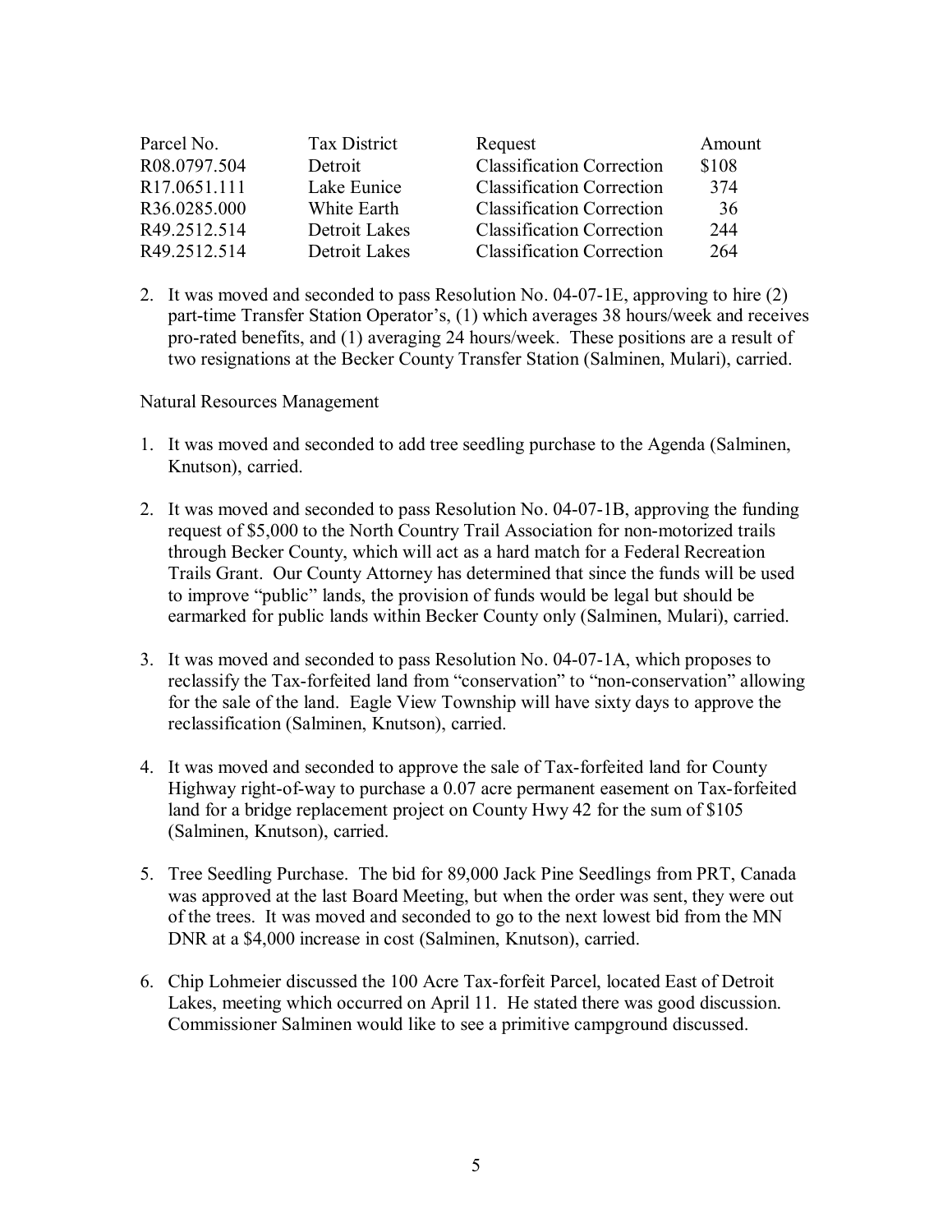| Parcel No. | Tax District | Request | Amount |
|---|---|---|---|
| R08.0797.504 | Detroit | Classification Correction | $108 |
| R17.0651.111 | Lake Eunice | Classification Correction | 374 |
| R36.0285.000 | White Earth | Classification Correction | 36 |
| R49.2512.514 | Detroit Lakes | Classification Correction | 244 |
| R49.2512.514 | Detroit Lakes | Classification Correction | 264 |

2. It was moved and seconded to pass Resolution No. 04-07-1E, approving to hire (2) part-time Transfer Station Operator's, (1) which averages 38 hours/week and receives pro-rated benefits, and (1) averaging 24 hours/week. These positions are a result of two resignations at the Becker County Transfer Station (Salminen, Mulari), carried.

Natural Resources Management

1. It was moved and seconded to add tree seedling purchase to the Agenda (Salminen, Knutson), carried.

2. It was moved and seconded to pass Resolution No. 04-07-1B, approving the funding request of $5,000 to the North Country Trail Association for non-motorized trails through Becker County, which will act as a hard match for a Federal Recreation Trails Grant. Our County Attorney has determined that since the funds will be used to improve "public" lands, the provision of funds would be legal but should be earmarked for public lands within Becker County only (Salminen, Mulari), carried.

3. It was moved and seconded to pass Resolution No. 04-07-1A, which proposes to reclassify the Tax-forfeited land from "conservation" to "non-conservation" allowing for the sale of the land. Eagle View Township will have sixty days to approve the reclassification (Salminen, Knutson), carried.

4. It was moved and seconded to approve the sale of Tax-forfeited land for County Highway right-of-way to purchase a 0.07 acre permanent easement on Tax-forfeited land for a bridge replacement project on County Hwy 42 for the sum of $105 (Salminen, Knutson), carried.

5. Tree Seedling Purchase. The bid for 89,000 Jack Pine Seedlings from PRT, Canada was approved at the last Board Meeting, but when the order was sent, they were out of the trees. It was moved and seconded to go to the next lowest bid from the MN DNR at a $4,000 increase in cost (Salminen, Knutson), carried.

6. Chip Lohmeier discussed the 100 Acre Tax-forfeit Parcel, located East of Detroit Lakes, meeting which occurred on April 11. He stated there was good discussion. Commissioner Salminen would like to see a primitive campground discussed.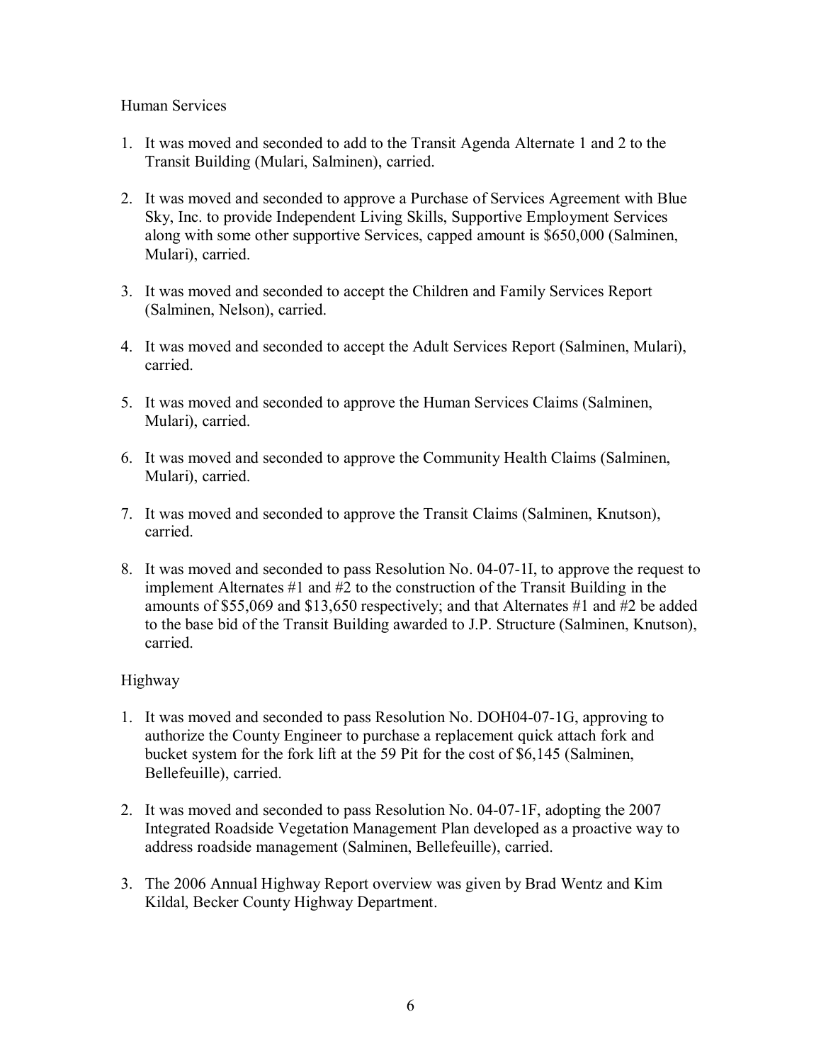Human Services

1. It was moved and seconded to add to the Transit Agenda Alternate 1 and 2 to the Transit Building (Mulari, Salminen), carried.

2. It was moved and seconded to approve a Purchase of Services Agreement with Blue Sky, Inc. to provide Independent Living Skills, Supportive Employment Services along with some other supportive Services, capped amount is $650,000 (Salminen, Mulari), carried.

3. It was moved and seconded to accept the Children and Family Services Report (Salminen, Nelson), carried.

4. It was moved and seconded to accept the Adult Services Report (Salminen, Mulari), carried.

5. It was moved and seconded to approve the Human Services Claims (Salminen, Mulari), carried.

6. It was moved and seconded to approve the Community Health Claims (Salminen, Mulari), carried.

7. It was moved and seconded to approve the Transit Claims (Salminen, Knutson), carried.

8. It was moved and seconded to pass Resolution No. 04-07-1I, to approve the request to implement Alternates #1 and #2 to the construction of the Transit Building in the amounts of $55,069 and $13,650 respectively; and that Alternates #1 and #2 be added to the base bid of the Transit Building awarded to J.P. Structure (Salminen, Knutson), carried.

Highway

1. It was moved and seconded to pass Resolution No. DOH04-07-1G, approving to authorize the County Engineer to purchase a replacement quick attach fork and bucket system for the fork lift at the 59 Pit for the cost of $6,145 (Salminen, Bellefeuille), carried.

2. It was moved and seconded to pass Resolution No. 04-07-1F, adopting the 2007 Integrated Roadside Vegetation Management Plan developed as a proactive way to address roadside management (Salminen, Bellefeuille), carried.

3. The 2006 Annual Highway Report overview was given by Brad Wentz and Kim Kildal, Becker County Highway Department.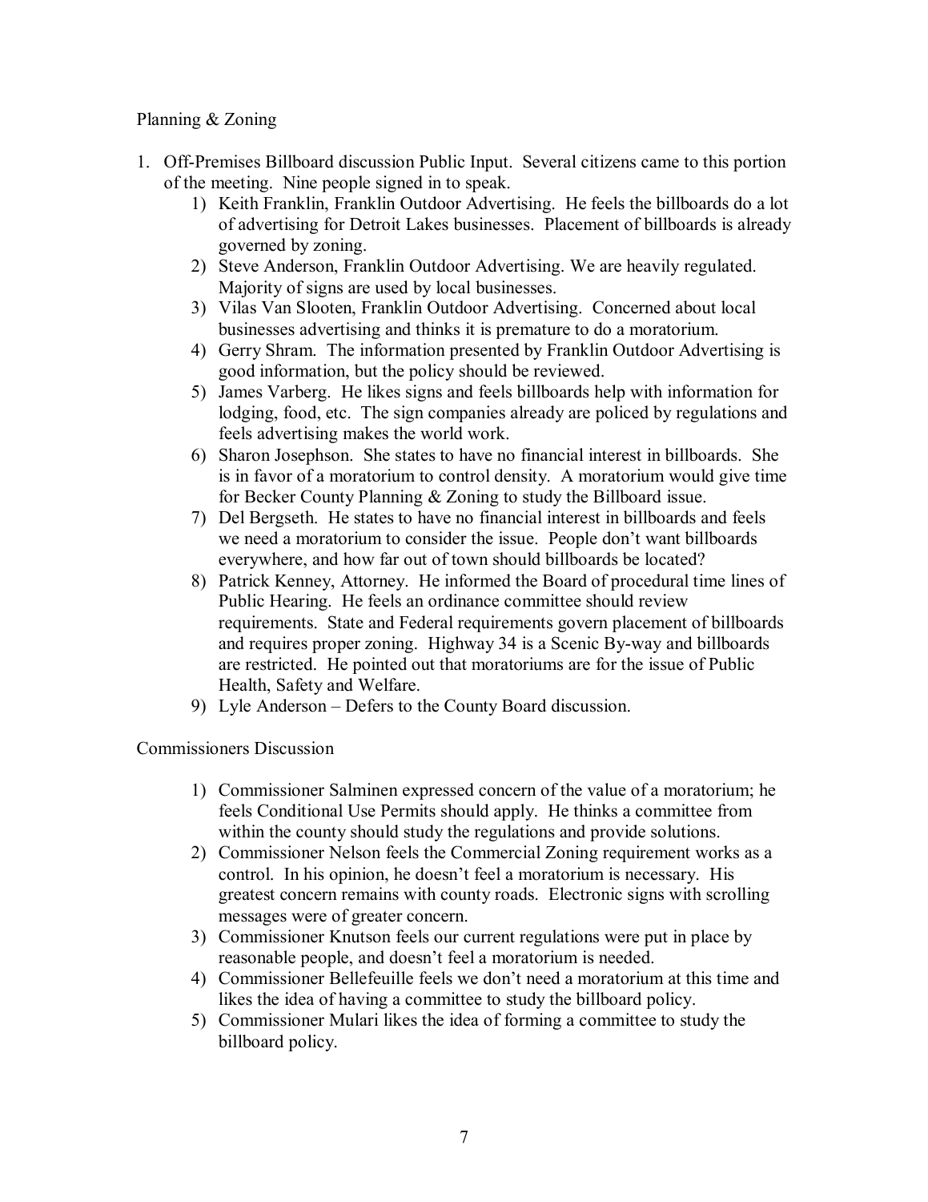Planning & Zoning

1. Off-Premises Billboard discussion Public Input. Several citizens came to this portion of the meeting. Nine people signed in to speak.
   1) Keith Franklin, Franklin Outdoor Advertising. He feels the billboards do a lot of advertising for Detroit Lakes businesses. Placement of billboards is already governed by zoning.
   2) Steve Anderson, Franklin Outdoor Advertising. We are heavily regulated. Majority of signs are used by local businesses.
   3) Vilas Van Slooten, Franklin Outdoor Advertising. Concerned about local businesses advertising and thinks it is premature to do a moratorium.
   4) Gerry Shram. The information presented by Franklin Outdoor Advertising is good information, but the policy should be reviewed.
   5) James Varberg. He likes signs and feels billboards help with information for lodging, food, etc. The sign companies already are policed by regulations and feels advertising makes the world work.
   6) Sharon Josephson. She states to have no financial interest in billboards. She is in favor of a moratorium to control density. A moratorium would give time for Becker County Planning & Zoning to study the Billboard issue.
   7) Del Bergseth. He states to have no financial interest in billboards and feels we need a moratorium to consider the issue. People don't want billboards everywhere, and how far out of town should billboards be located?
   8) Patrick Kenney, Attorney. He informed the Board of procedural time lines of Public Hearing. He feels an ordinance committee should review requirements. State and Federal requirements govern placement of billboards and requires proper zoning. Highway 34 is a Scenic By-way and billboards are restricted. He pointed out that moratoriums are for the issue of Public Health, Safety and Welfare.
   9) Lyle Anderson – Defers to the County Board discussion.

Commissioners Discussion

1) Commissioner Salminen expressed concern of the value of a moratorium; he feels Conditional Use Permits should apply. He thinks a committee from within the county should study the regulations and provide solutions.
2) Commissioner Nelson feels the Commercial Zoning requirement works as a control. In his opinion, he doesn't feel a moratorium is necessary. His greatest concern remains with county roads. Electronic signs with scrolling messages were of greater concern.
3) Commissioner Knutson feels our current regulations were put in place by reasonable people, and doesn't feel a moratorium is needed.
4) Commissioner Bellefeuille feels we don't need a moratorium at this time and likes the idea of having a committee to study the billboard policy.
5) Commissioner Mulari likes the idea of forming a committee to study the billboard policy.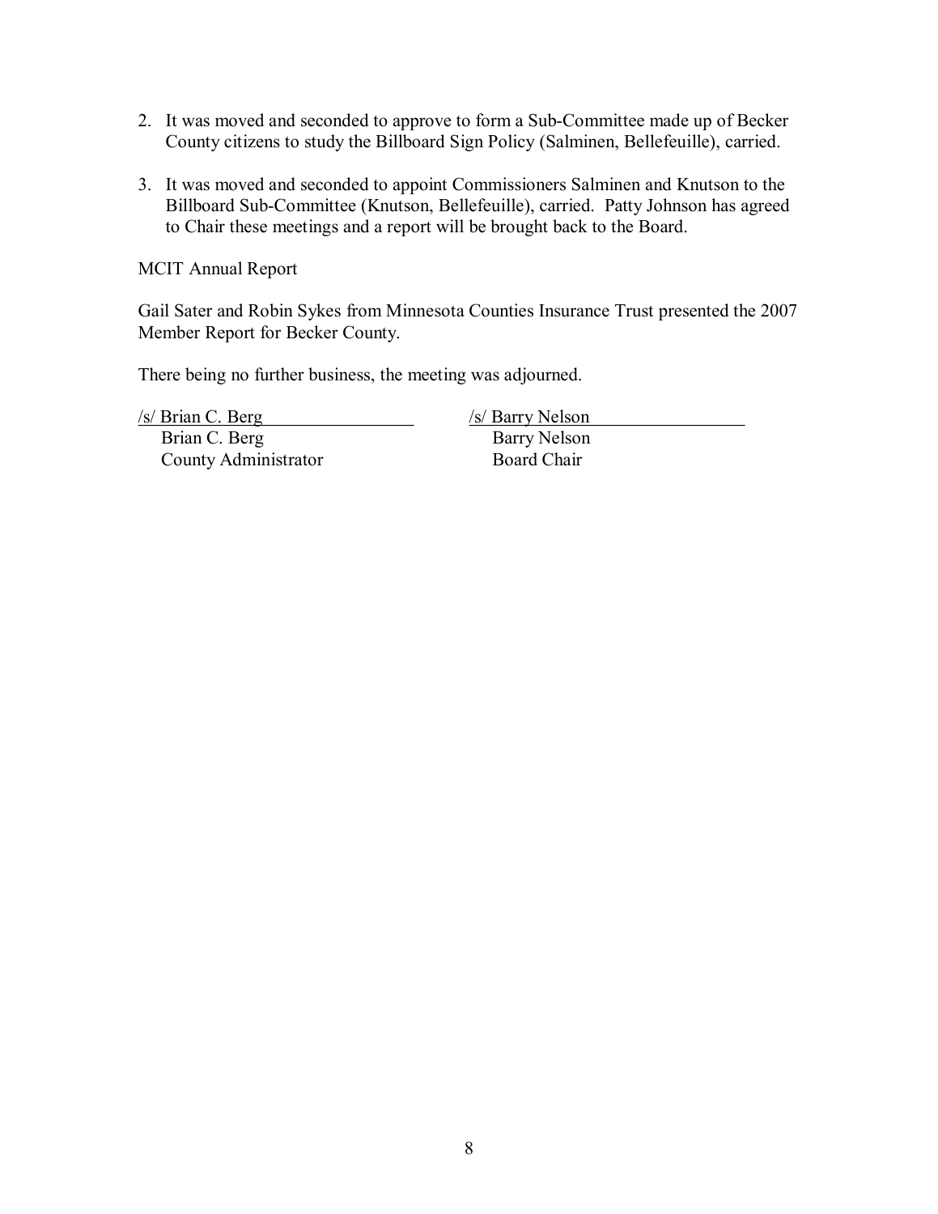2. It was moved and seconded to approve to form a Sub-Committee made up of Becker County citizens to study the Billboard Sign Policy (Salminen, Bellefeuille), carried.

3. It was moved and seconded to appoint Commissioners Salminen and Knutson to the Billboard Sub-Committee (Knutson, Bellefeuille), carried. Patty Johnson has agreed to Chair these meetings and a report will be brought back to the Board.

MCIT Annual Report

Gail Sater and Robin Sykes from Minnesota Counties Insurance Trust presented the 2007 Member Report for Becker County.

There being no further business, the meeting was adjourned.

| | |
|---|---|
| /s/ Brian C. Berg | /s/ Barry Nelson |
| Brian C. Berg | Barry Nelson |
| County Administrator | Board Chair |